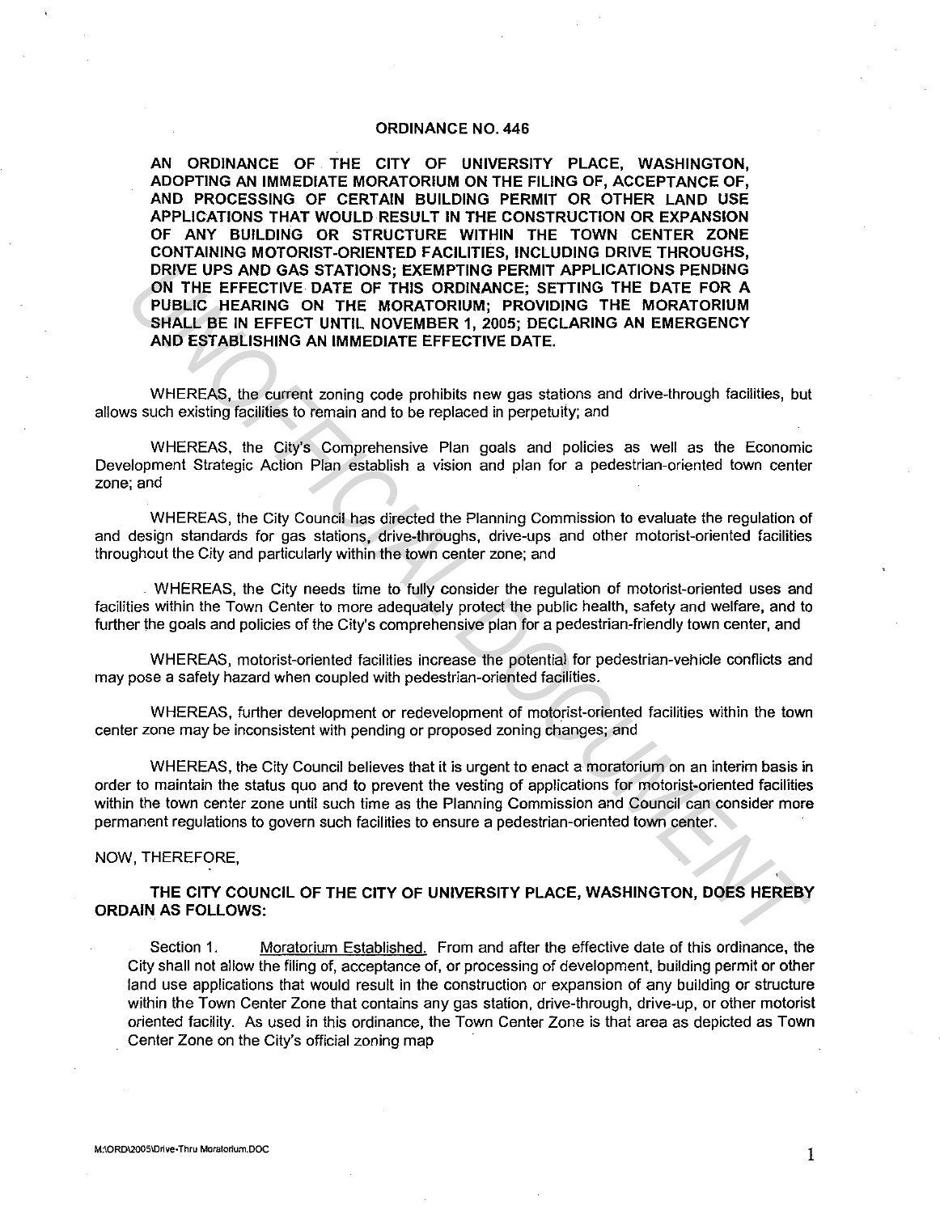# ORDINANCE NO. 446

**AN ORDINANCE OF THE CITY OF UNIVERSITY PLACE, WASHINGTON, ADOPTING AN IMMEDIATE MORATORIUM ON THE FILING OF, ACCEPTANCE OF, AND PROCESSING OF CERTAIN BUILDING PERMIT OR OTHER LAND USE APPLICATIONS THAT WOULD RESULT IN THE CONSTRUCTION OR EXPANSION OF ANY BUILDING OR STRUCTURE WITHIN THE TOWN CENTER ZONE CONTAINING MOTORIST-ORIENTED FACILITIES, INCLUDING DRIVE THROUGHS, DRIVE UPS AND GAS STATIONS; EXEMPTING PERMIT APPLICATIONS PENDING ON THE EFFECTIVE DATE OF THIS ORDINANCE; SETTING THE DATE FOR A PUBLIC HEARING ON THE MORATORIUM; PROVIDING THE MORATORIUM SHALL BE IN EFFECT UNTIL NOVEMBER 1, 2005; DECLARING AN EMERGENCY AND ESTABLISHING AN IMMEDIATE EFFECTIVE DATE.**

WHEREAS, the current zoning code prohibits new gas stations and drive-through facilities, but allows such existing facilities to remain and to be replaced in perpetuity; and

WHEREAS, the City's Comprehensive Plan goals and policies as well as the Economic Development Strategic Action Plan establish a vision and plan for a pedestrian-oriented town center zone; and

WHEREAS, the City Council has directed the Planning Commission to evaluate the regulation of and design standards for gas stations, drive-throughs, drive-ups and other motorist-oriented facilities throughout the City and particularly within the town center zone; and

WHEREAS, the City needs time to fully consider the regulation of motorist-oriented uses and facilities within the Town Center to more adequately protect the public health, safety and welfare, and to further the goals and policies of the City's comprehensive plan for a pedestrian-friendly town center, and

WHEREAS, motorist-oriented facilities increase the potential for pedestrian-vehicle conflicts and may pose a safety hazard when coupled with pedestrian-oriented facilities.

WHEREAS, further development or redevelopment of motorist-oriented facilities within the town center zone may be inconsistent with pending or proposed zoning changes; and

WHEREAS, the City Council believes that it is urgent to enact a moratorium on an interim basis in order to maintain the status quo and to prevent the vesting of applications for motorist-oriented facilities within the town center zone until such time as the Planning Commission and Council can consider more permanent regulations to govern such facilities to ensure a pedestrian-oriented town center.

NOW, THEREFORE,

**THE CITY COUNCIL OF THE CITY OF UNIVERSITY PLACE, WASHINGTON, DOES HEREBY ORDAIN AS FOLLOWS:**

Section 1. Moratorium Established. From and after the effective date of this ordinance, the City shall not allow the filing of, acceptance of, or processing of development, building permit or other land use applications that would result in the construction or expansion of any building or structure within the Town Center Zone that contains any gas station, drive-through, drive-up, or other motorist oriented facility. As used in this ordinance, the Town Center Zone is that area as depicted as Town Center Zone on the City's official zoning map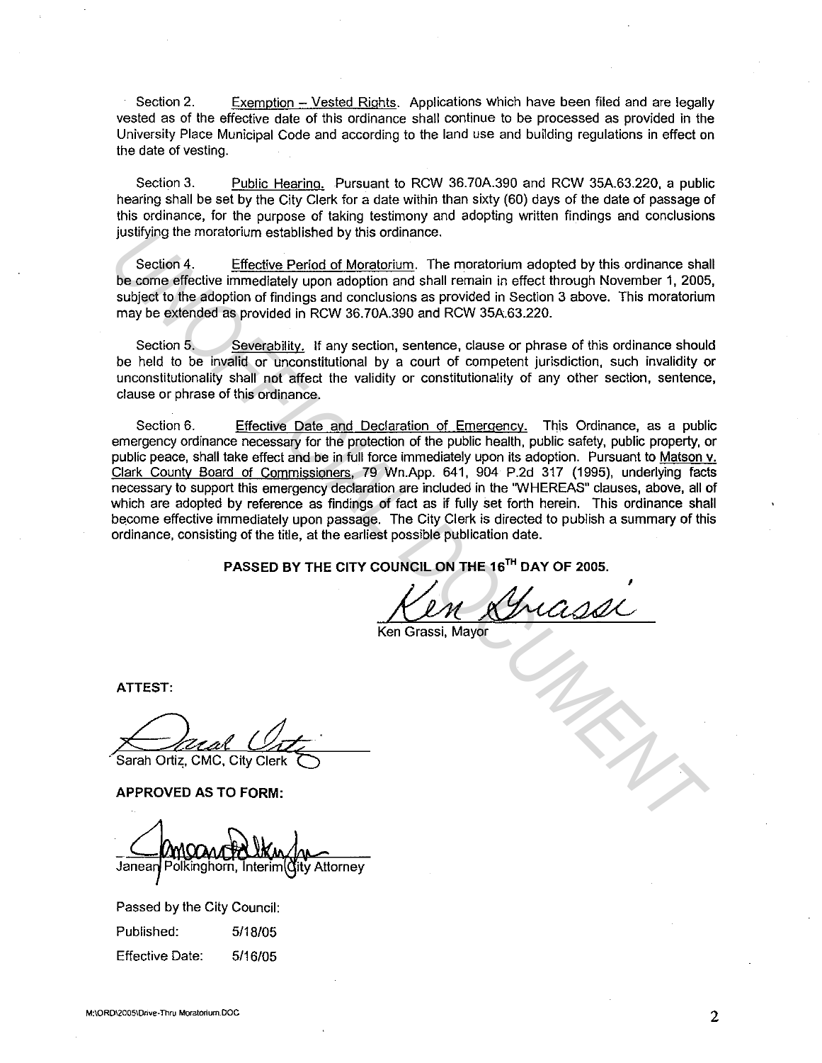Section 2. Exemption – Vested Rights. Applications which have been filed and are legally vested as of the effective date of this ordinance shall continue to be processed as provided in the University Place Municipal Code and according to the land use and building regulations in effect on the date of vesting.

Section 3. Public Hearing. Pursuant to RCW 36.70A.390 and RCW 35A.63.220, a public hearing shall be set by the City Clerk for a date within than sixty (60) days of the date of passage of this ordinance, for the purpose of taking testimony and adopting written findings and conclusions justifying the moratorium established by this ordinance.

Section 4. Effective Period of Moratorium. The moratorium adopted by this ordinance shall be come effective immediately upon adoption and shall remain in effect through November 1, 2005, subject to the adoption of findings and conclusions as provided in Section 3 above. This moratorium may be extended as provided in RCW 36.70A.390 and RCW 35A.63.220.

Section 5. Severability. If any section, sentence, clause or phrase of this ordinance should be held to be invalid or unconstitutional by a court of competent jurisdiction, such invalidity or unconstitutionality shall not affect the validity or constitutionality of any other section, sentence, clause or phrase of this ordinance.

Section 6. Effective Date and Declaration of Emergency. This Ordinance, as a public emergency ordinance necessary for the protection of the public health, public safety, public property, or public peace, shall take effect and be in full force immediately upon its adoption. Pursuant to Matson v. Clark County Board of Commissioners, 79 Wn.App. 641, 904 P.2d 317 (1995), underlying facts necessary to support this emergency declaration are included in the "WHEREAS" clauses, above, all of which are adopted by reference as findings of fact as if fully set forth herein. This ordinance shall become effective immediately upon passage. The City Clerk is directed to publish a summary of this ordinance, consisting of the title, at the earliest possible publication date.

**PASSED BY THE CITY COUNCIL ON THE 16TH DAY OF 2005.**

Ken Grassi

Ken Grassi, Mayor

**ATTEST:**

Sarah Ortiz

Sarah Ortiz, CMC, City Clerk

**APPROVED AS TO FORM:**

Janean Polkinghorn

Janean Polkinghorn, Interim City Attorney

Passed by the City Council:

Published: 5/18/05

Effective Date: 5/16/05

M:\ORD\2005\Drive-Thru Moratorium.DOC